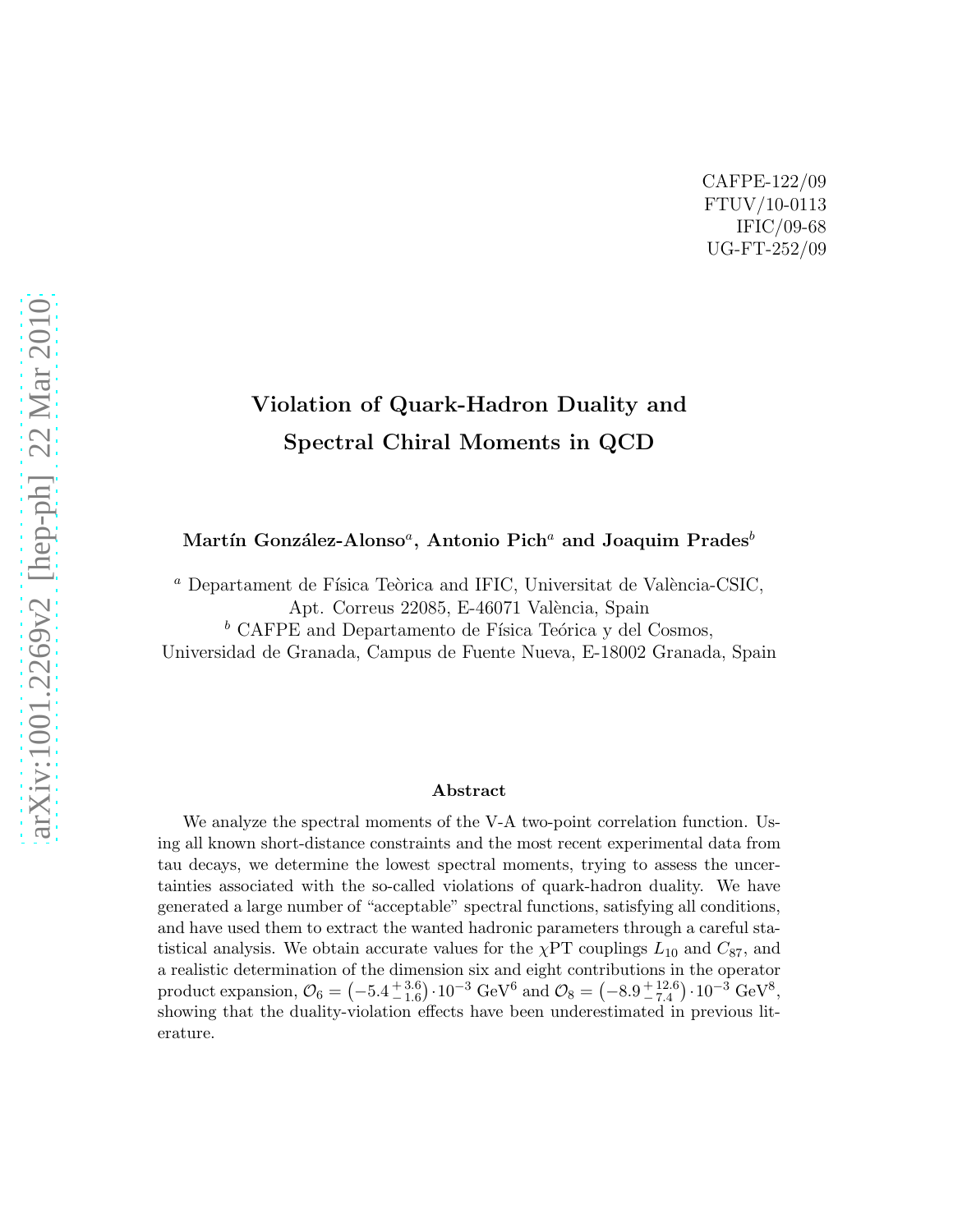CAFPE-122/09
FTUV/10-0113
IFIC/09-68
UG-FT-252/09

# Violation of Quark-Hadron Duality and Spectral Chiral Moments in QCD

**Martín González-Alonso[a], Antonio Pich[a] and Joaquim Prades[b]**

[a] Departament de Física Teòrica and IFIC, Universitat de València-CSIC, Apt. Correus 22085, E-46071 València, Spain

[b] CAFPE and Departamento de Física Teórica y del Cosmos, Universidad de Granada, Campus de Fuente Nueva, E-18002 Granada, Spain

## Abstract

We analyze the spectral moments of the V-A two-point correlation function. Using all known short-distance constraints and the most recent experimental data from tau decays, we determine the lowest spectral moments, trying to assess the uncertainties associated with the so-called violations of quark-hadron duality. We have generated a large number of "acceptable" spectral functions, satisfying all conditions, and have used them to extract the wanted hadronic parameters through a careful statistical analysis. We obtain accurate values for the $\chi$PT couplings $L_{10}$ and $C_{87}$, and a realistic determination of the dimension six and eight contributions in the operator product expansion, $\mathcal{O}_6 = \left(-5.4\,^{+\,3.6}_{-\,1.6}\right)\cdot 10^{-3}$ GeV$^6$ and $\mathcal{O}_8 = \left(-8.9\,^{+\,12.6}_{-\,7.4}\right)\cdot 10^{-3}$ GeV$^8$, showing that the duality-violation effects have been underestimated in previous literature.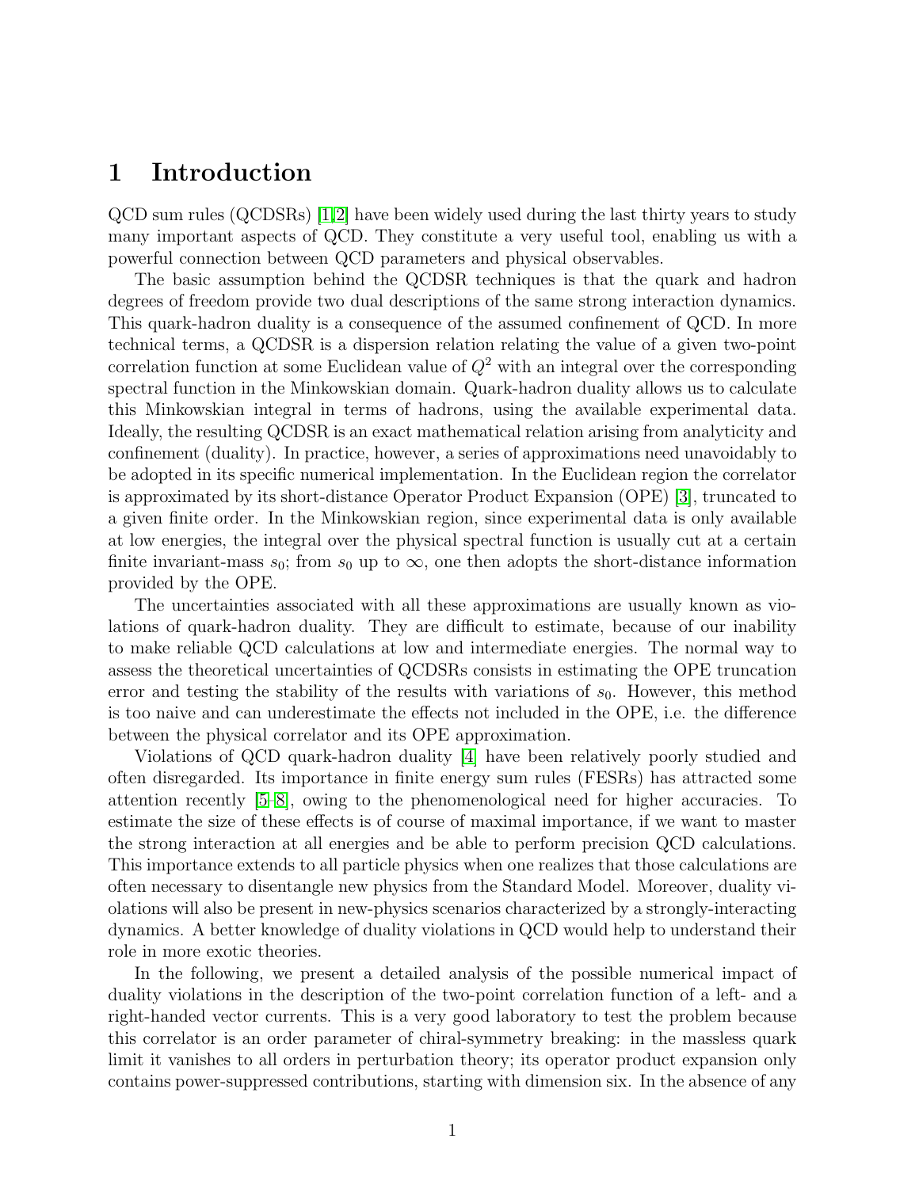# 1 Introduction

QCD sum rules (QCDSRs) [1,2] have been widely used during the last thirty years to study many important aspects of QCD. They constitute a very useful tool, enabling us with a powerful connection between QCD parameters and physical observables.

The basic assumption behind the QCDSR techniques is that the quark and hadron degrees of freedom provide two dual descriptions of the same strong interaction dynamics. This quark-hadron duality is a consequence of the assumed confinement of QCD. In more technical terms, a QCDSR is a dispersion relation relating the value of a given two-point correlation function at some Euclidean value of $Q^2$ with an integral over the corresponding spectral function in the Minkowskian domain. Quark-hadron duality allows us to calculate this Minkowskian integral in terms of hadrons, using the available experimental data. Ideally, the resulting QCDSR is an exact mathematical relation arising from analyticity and confinement (duality). In practice, however, a series of approximations need unavoidably to be adopted in its specific numerical implementation. In the Euclidean region the correlator is approximated by its short-distance Operator Product Expansion (OPE) [3], truncated to a given finite order. In the Minkowskian region, since experimental data is only available at low energies, the integral over the physical spectral function is usually cut at a certain finite invariant-mass $s_0$; from $s_0$ up to $\infty$, one then adopts the short-distance information provided by the OPE.

The uncertainties associated with all these approximations are usually known as violations of quark-hadron duality. They are difficult to estimate, because of our inability to make reliable QCD calculations at low and intermediate energies. The normal way to assess the theoretical uncertainties of QCDSRs consists in estimating the OPE truncation error and testing the stability of the results with variations of $s_0$. However, this method is too naive and can underestimate the effects not included in the OPE, i.e. the difference between the physical correlator and its OPE approximation.

Violations of QCD quark-hadron duality [4] have been relatively poorly studied and often disregarded. Its importance in finite energy sum rules (FESRs) has attracted some attention recently [5–8], owing to the phenomenological need for higher accuracies. To estimate the size of these effects is of course of maximal importance, if we want to master the strong interaction at all energies and be able to perform precision QCD calculations. This importance extends to all particle physics when one realizes that those calculations are often necessary to disentangle new physics from the Standard Model. Moreover, duality violations will also be present in new-physics scenarios characterized by a strongly-interacting dynamics. A better knowledge of duality violations in QCD would help to understand their role in more exotic theories.

In the following, we present a detailed analysis of the possible numerical impact of duality violations in the description of the two-point correlation function of a left- and a right-handed vector currents. This is a very good laboratory to test the problem because this correlator is an order parameter of chiral-symmetry breaking: in the massless quark limit it vanishes to all orders in perturbation theory; its operator product expansion only contains power-suppressed contributions, starting with dimension six. In the absence of any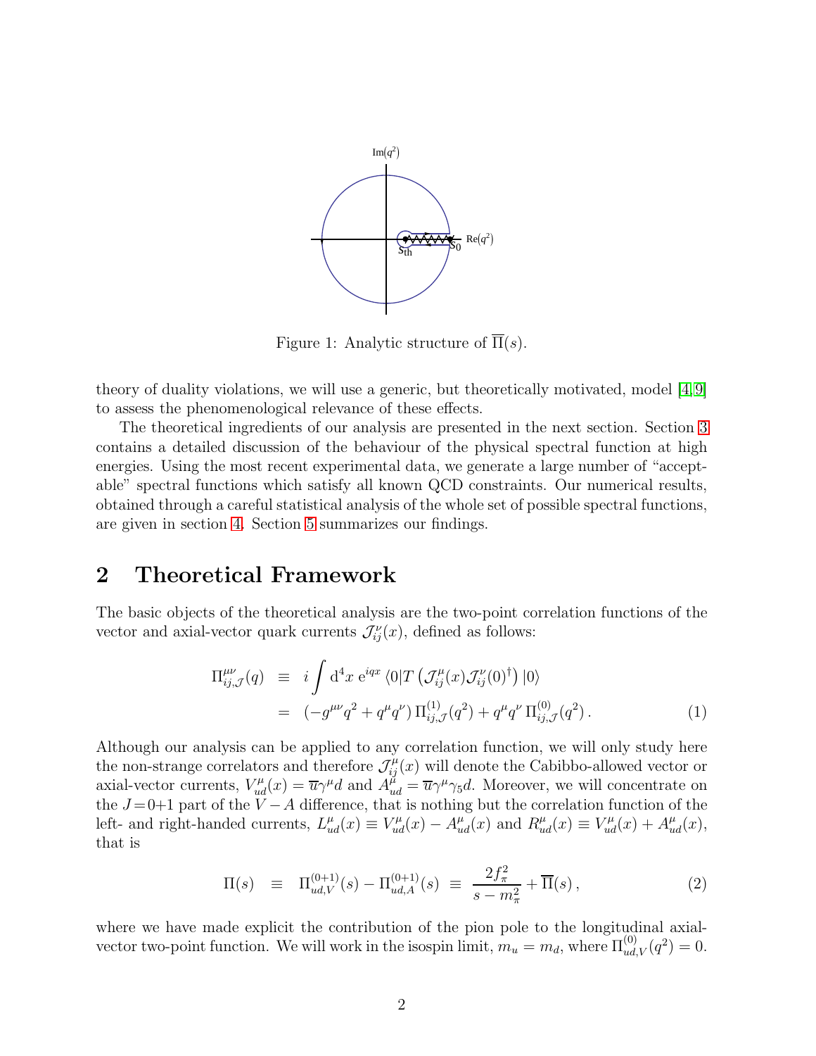Figure 1: Analytic structure of $\overline{\Pi}(s)$.

theory of duality violations, we will use a generic, but theoretically motivated, model [4, 9] to assess the phenomenological relevance of these effects.

The theoretical ingredients of our analysis are presented in the next section. Section 3 contains a detailed discussion of the behaviour of the physical spectral function at high energies. Using the most recent experimental data, we generate a large number of "acceptable" spectral functions which satisfy all known QCD constraints. Our numerical results, obtained through a careful statistical analysis of the whole set of possible spectral functions, are given in section 4. Section 5 summarizes our findings.

## 2 Theoretical Framework

The basic objects of the theoretical analysis are the two-point correlation functions of the vector and axial-vector quark currents $\mathcal{J}^{\nu}_{ij}(x)$, defined as follows:

$$\begin{aligned}
\Pi^{\mu\nu}_{ij,\mathcal{J}}(q) &\equiv i \int \mathrm{d}^4x \, \mathrm{e}^{iqx} \, \langle 0 | T \left( \mathcal{J}^{\mu}_{ij}(x) \mathcal{J}^{\nu}_{ij}(0)^{\dagger} \right) | 0 \rangle \\
&= \left( -g^{\mu\nu} q^2 + q^{\mu} q^{\nu} \right) \Pi^{(1)}_{ij,\mathcal{J}}(q^2) + q^{\mu} q^{\nu} \, \Pi^{(0)}_{ij,\mathcal{J}}(q^2) \, . \qquad (1)
\end{aligned}$$

Although our analysis can be applied to any correlation function, we will only study here the non-strange correlators and therefore $\mathcal{J}^{\mu}_{ij}(x)$ will denote the Cabibbo-allowed vector or axial-vector currents, $V^{\mu}_{ud}(x) = \overline{u}\gamma^{\mu} d$ and $A^{\mu}_{ud} = \overline{u}\gamma^{\mu}\gamma_5 d$. Moreover, we will concentrate on the $J = 0{+}1$ part of the $V - A$ difference, that is nothing but the correlation function of the left- and right-handed currents, $L^{\mu}_{ud}(x) \equiv V^{\mu}_{ud}(x) - A^{\mu}_{ud}(x)$ and $R^{\mu}_{ud}(x) \equiv V^{\mu}_{ud}(x) + A^{\mu}_{ud}(x)$, that is

$$\Pi(s) \;\equiv\; \Pi^{(0+1)}_{ud,V}(s) - \Pi^{(0+1)}_{ud,A}(s) \;\equiv\; \frac{2 f_{\pi}^2}{s - m_{\pi}^2} + \overline{\Pi}(s) \, , \qquad (2)$$

where we have made explicit the contribution of the pion pole to the longitudinal axial-vector two-point function. We will work in the isospin limit, $m_u = m_d$, where $\Pi^{(0)}_{ud,V}(q^2) = 0$.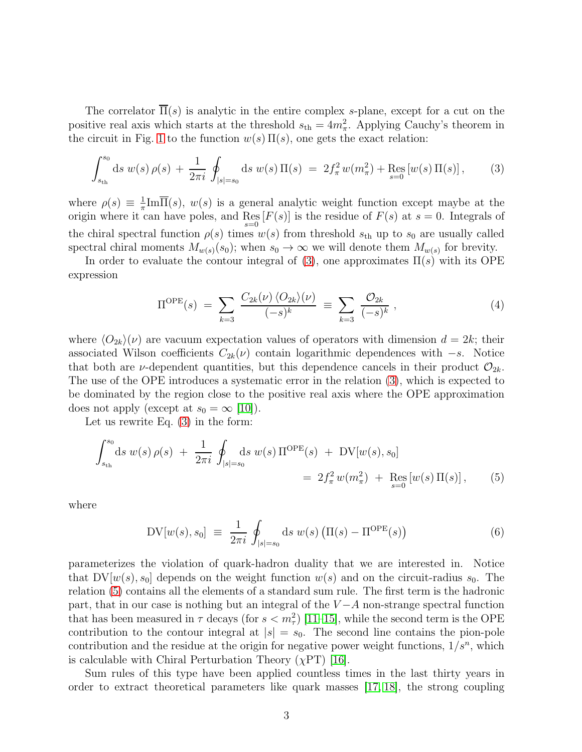The correlator $\overline{\Pi}(s)$ is analytic in the entire complex $s$-plane, except for a cut on the positive real axis which starts at the threshold $s_{\rm th} = 4m_\pi^2$. Applying Cauchy's theorem in the circuit in Fig. 1 to the function $w(s)\,\Pi(s)$, one gets the exact relation:

$$\int_{s_{\rm th}}^{s_0} {\rm d}s\; w(s)\,\rho(s) \;+\; \frac{1}{2\pi i}\oint_{|s|=s_0} {\rm d}s\; w(s)\,\Pi(s) \;=\; 2f_\pi^2\, w(m_\pi^2) + \underset{s=0}{\rm Res}\left[w(s)\,\Pi(s)\right], \tag{3}$$

where $\rho(s) \equiv \frac{1}{\pi}{\rm Im}\overline{\Pi}(s)$, $w(s)$ is a general analytic weight function except maybe at the origin where it can have poles, and $\underset{s=0}{\rm Res}\left[F(s)\right]$ is the residue of $F(s)$ at $s=0$. Integrals of the chiral spectral function $\rho(s)$ times $w(s)$ from threshold $s_{\rm th}$ up to $s_0$ are usually called spectral chiral moments $M_{w(s)}(s_0)$; when $s_0 \to \infty$ we will denote them $M_{w(s)}$ for brevity.

In order to evaluate the contour integral of (3), one approximates $\Pi(s)$ with its OPE expression

$$\Pi^{\rm OPE}(s) \;=\; \sum_{k=3} \frac{C_{2k}(\nu)\,\langle O_{2k}\rangle(\nu)}{(-s)^k} \;\equiv\; \sum_{k=3} \frac{\mathcal{O}_{2k}}{(-s)^k}\;, \tag{4}$$

where $\langle O_{2k}\rangle(\nu)$ are vacuum expectation values of operators with dimension $d=2k$; their associated Wilson coefficients $C_{2k}(\nu)$ contain logarithmic dependences with $-s$. Notice that both are $\nu$-dependent quantities, but this dependence cancels in their product $\mathcal{O}_{2k}$. The use of the OPE introduces a systematic error in the relation (3), which is expected to be dominated by the region close to the positive real axis where the OPE approximation does not apply (except at $s_0 = \infty$ [10]).

Let us rewrite Eq. (3) in the form:

$$\int_{s_{\rm th}}^{s_0}{\rm d}s\; w(s)\,\rho(s) \;+\; \frac{1}{2\pi i}\oint_{|s|=s_0}{\rm d}s\; w(s)\,\Pi^{\rm OPE}(s) \;+\; {\rm DV}[w(s),s_0]$$
$$=\; 2f_\pi^2\, w(m_\pi^2) \;+\; \underset{s=0}{\rm Res}\left[w(s)\,\Pi(s)\right], \tag{5}$$

where

$${\rm DV}[w(s),s_0] \;\equiv\; \frac{1}{2\pi i}\oint_{|s|=s_0}{\rm d}s\; w(s)\left(\Pi(s) - \Pi^{\rm OPE}(s)\right) \tag{6}$$

parameterizes the violation of quark-hadron duality that we are interested in. Notice that ${\rm DV}[w(s),s_0]$ depends on the weight function $w(s)$ and on the circuit-radius $s_0$. The relation (5) contains all the elements of a standard sum rule. The first term is the hadronic part, that in our case is nothing but an integral of the $V-A$ non-strange spectral function that has been measured in $\tau$ decays (for $s < m_\tau^2$) [11–15], while the second term is the OPE contribution to the contour integral at $|s| = s_0$. The second line contains the pion-pole contribution and the residue at the origin for negative power weight functions, $1/s^n$, which is calculable with Chiral Perturbation Theory ($\chi$PT) [16].

Sum rules of this type have been applied countless times in the last thirty years in order to extract theoretical parameters like quark masses [17, 18], the strong coupling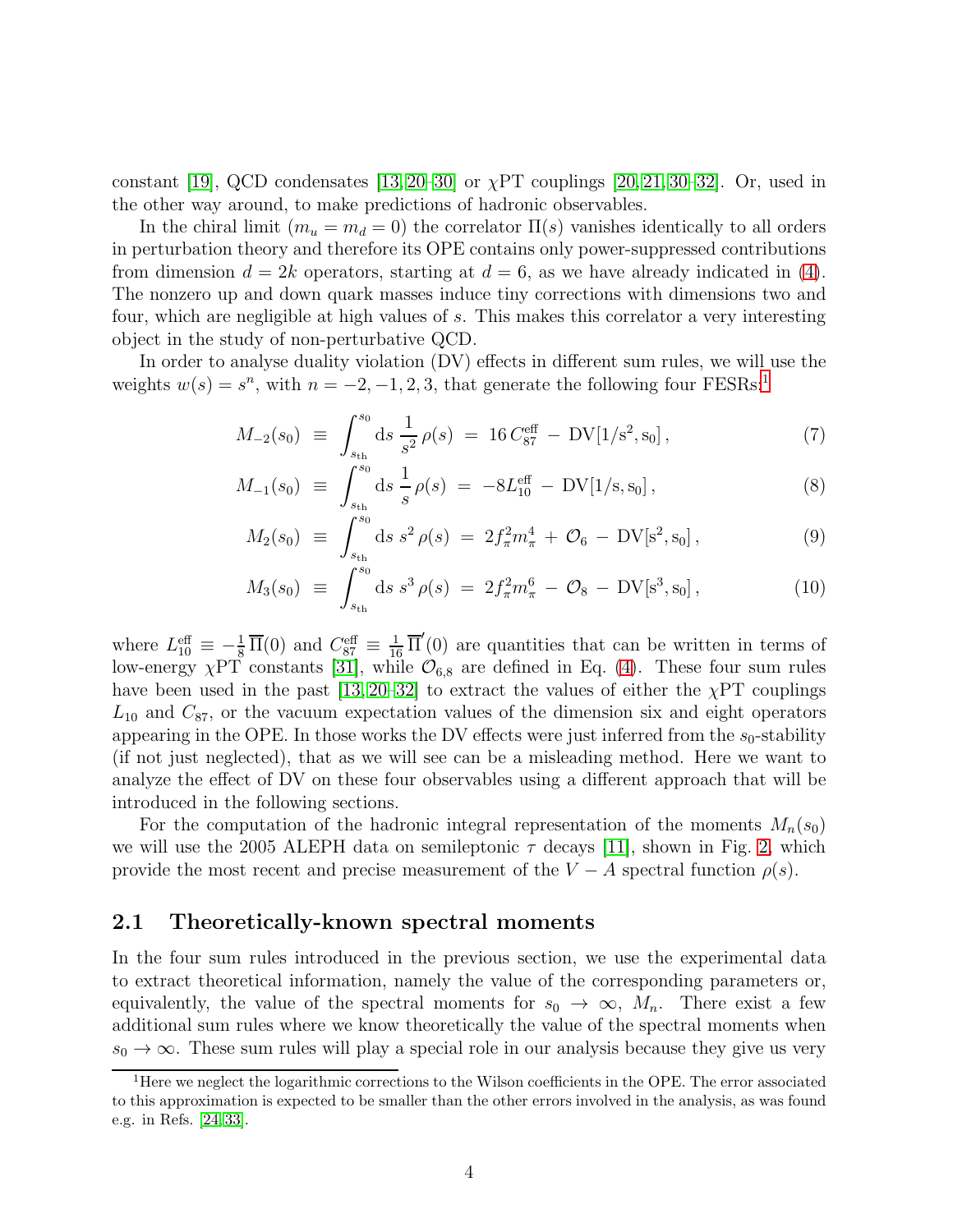constant [19], QCD condensates [13, 20–30] or $\chi$PT couplings [20, 21, 30–32]. Or, used in the other way around, to make predictions of hadronic observables.

In the chiral limit ($m_u = m_d = 0$) the correlator $\Pi(s)$ vanishes identically to all orders in perturbation theory and therefore its OPE contains only power-suppressed contributions from dimension $d = 2k$ operators, starting at $d = 6$, as we have already indicated in (4). The nonzero up and down quark masses induce tiny corrections with dimensions two and four, which are negligible at high values of $s$. This makes this correlator a very interesting object in the study of non-perturbative QCD.

In order to analyse duality violation (DV) effects in different sum rules, we will use the weights $w(s) = s^n$, with $n = -2, -1, 2, 3$, that generate the following four FESRs:[1]

$$M_{-2}(s_0) \;\equiv\; \int_{s_{\rm th}}^{s_0} {\rm d}s\, \frac{1}{s^2}\, \rho(s) \;=\; 16\, C_{87}^{\rm eff} \,-\, {\rm DV}[1/{\rm s}^2, {\rm s}_0]\,, \tag{7}$$

$$M_{-1}(s_0) \;\equiv\; \int_{s_{\rm th}}^{s_0} {\rm d}s\, \frac{1}{s}\, \rho(s) \;=\; -8 L_{10}^{\rm eff} \,-\, {\rm DV}[1/{\rm s}, {\rm s}_0]\,, \tag{8}$$

$$M_{2}(s_0) \;\equiv\; \int_{s_{\rm th}}^{s_0} {\rm d}s\, s^2\, \rho(s) \;=\; 2 f_\pi^2 m_\pi^4 \,+\, \mathcal{O}_6 \,-\, {\rm DV}[{\rm s}^2, {\rm s}_0]\,, \tag{9}$$

$$M_{3}(s_0) \;\equiv\; \int_{s_{\rm th}}^{s_0} {\rm d}s\, s^3\, \rho(s) \;=\; 2 f_\pi^2 m_\pi^6 \,-\, \mathcal{O}_8 \,-\, {\rm DV}[{\rm s}^3, {\rm s}_0]\,, \tag{10}$$

where $L_{10}^{\rm eff} \equiv -\frac{1}{8}\,\overline{\Pi}(0)$ and $C_{87}^{\rm eff} \equiv \frac{1}{16}\,\overline{\Pi}'(0)$ are quantities that can be written in terms of low-energy $\chi$PT constants [31], while $\mathcal{O}_{6,8}$ are defined in Eq. (4). These four sum rules have been used in the past [13, 20–32] to extract the values of either the $\chi$PT couplings $L_{10}$ and $C_{87}$, or the vacuum expectation values of the dimension six and eight operators appearing in the OPE. In those works the DV effects were just inferred from the $s_0$-stability (if not just neglected), that as we will see can be a misleading method. Here we want to analyze the effect of DV on these four observables using a different approach that will be introduced in the following sections.

For the computation of the hadronic integral representation of the moments $M_n(s_0)$ we will use the 2005 ALEPH data on semileptonic $\tau$ decays [11], shown in Fig. 2, which provide the most recent and precise measurement of the $V - A$ spectral function $\rho(s)$.

## 2.1 Theoretically-known spectral moments

In the four sum rules introduced in the previous section, we use the experimental data to extract theoretical information, namely the value of the corresponding parameters or, equivalently, the value of the spectral moments for $s_0 \to \infty$, $M_n$. There exist a few additional sum rules where we know theoretically the value of the spectral moments when $s_0 \to \infty$. These sum rules will play a special role in our analysis because they give us very

[1] Here we neglect the logarithmic corrections to the Wilson coefficients in the OPE. The error associated to this approximation is expected to be smaller than the other errors involved in the analysis, as was found e.g. in Refs. [24, 33].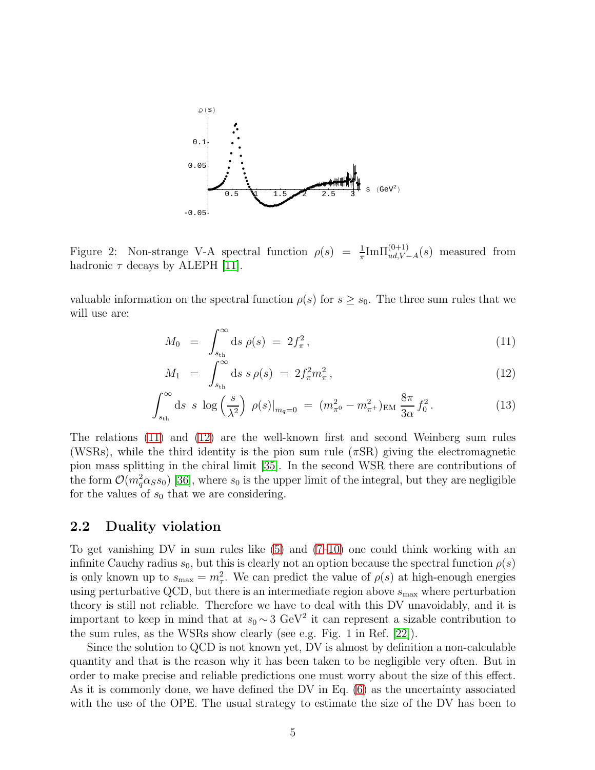Figure 2: Non-strange V-A spectral function $\rho(s) = \frac{1}{\pi}\mathrm{Im}\Pi^{(0+1)}_{ud,V-A}(s)$ measured from hadronic $\tau$ decays by ALEPH [11].

valuable information on the spectral function $\rho(s)$ for $s \geq s_0$. The three sum rules that we will use are:

$$M_0 \;=\; \int_{s_{\rm th}}^{\infty} \mathrm{d}s \; \rho(s) \;=\; 2 f_\pi^2 \,, \tag{11}$$

$$M_1 \;=\; \int_{s_{\rm th}}^{\infty} \mathrm{d}s \; s \, \rho(s) \;=\; 2 f_\pi^2 m_\pi^2 \,, \tag{12}$$

$$\int_{s_{\rm th}}^{\infty} \mathrm{d}s \;\; s \;\log\left(\frac{s}{\lambda^2}\right) \;\rho(s)|_{m_q=0} \;=\; (m^2_{\pi^0} - m^2_{\pi^+})_{\rm EM} \, \frac{8\pi}{3\alpha} \, f_0^2 \,. \tag{13}$$

The relations (11) and (12) are the well-known first and second Weinberg sum rules (WSRs), while the third identity is the pion sum rule ($\pi$SR) giving the electromagnetic pion mass splitting in the chiral limit [35]. In the second WSR there are contributions of the form $\mathcal{O}(m_q^2 \alpha_S s_0)$ [36], where $s_0$ is the upper limit of the integral, but they are negligible for the values of $s_0$ that we are considering.

## 2.2 Duality violation

To get vanishing DV in sum rules like (5) and (7–10) one could think working with an infinite Cauchy radius $s_0$, but this is clearly not an option because the spectral function $\rho(s)$ is only known up to $s_{\rm max} = m_\tau^2$. We can predict the value of $\rho(s)$ at high-enough energies using perturbative QCD, but there is an intermediate region above $s_{\rm max}$ where perturbation theory is still not reliable. Therefore we have to deal with this DV unavoidably, and it is important to keep in mind that at $s_0 \sim 3$ GeV$^2$ it can represent a sizable contribution to the sum rules, as the WSRs show clearly (see e.g. Fig. 1 in Ref. [22]).

Since the solution to QCD is not known yet, DV is almost by definition a non-calculable quantity and that is the reason why it has been taken to be negligible very often. But in order to make precise and reliable predictions one must worry about the size of this effect. As it is commonly done, we have defined the DV in Eq. (6) as the uncertainty associated with the use of the OPE. The usual strategy to estimate the size of the DV has been to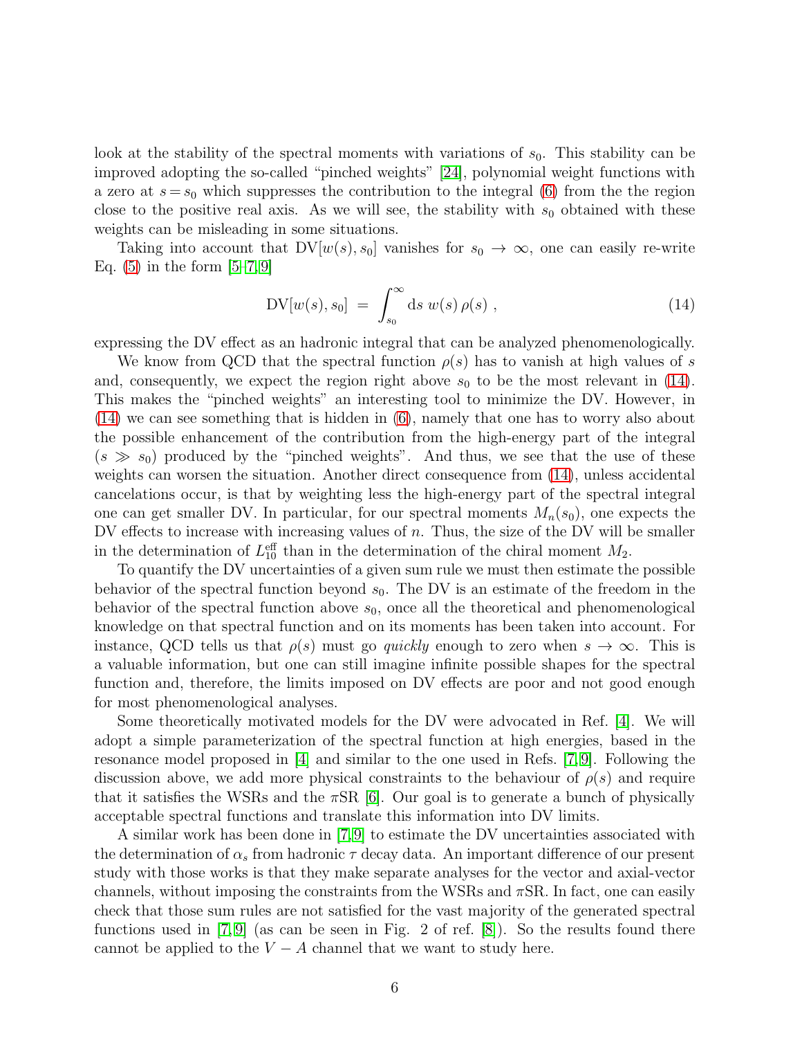look at the stability of the spectral moments with variations of $s_0$. This stability can be improved adopting the so-called "pinched weights" [24], polynomial weight functions with a zero at $s = s_0$ which suppresses the contribution to the integral (6) from the the region close to the positive real axis. As we will see, the stability with $s_0$ obtained with these weights can be misleading in some situations.

Taking into account that $\mathrm{DV}[w(s), s_0]$ vanishes for $s_0 \to \infty$, one can easily re-write Eq. (5) in the form [5–7, 9]

$$\mathrm{DV}[w(s), s_0] \;=\; \int_{s_0}^{\infty} \mathrm{d}s \; w(s)\, \rho(s) \;, \tag{14}$$

expressing the DV effect as an hadronic integral that can be analyzed phenomenologically.

We know from QCD that the spectral function $\rho(s)$ has to vanish at high values of $s$ and, consequently, we expect the region right above $s_0$ to be the most relevant in (14). This makes the "pinched weights" an interesting tool to minimize the DV. However, in (14) we can see something that is hidden in (6), namely that one has to worry also about the possible enhancement of the contribution from the high-energy part of the integral ($s \gg s_0$) produced by the "pinched weights". And thus, we see that the use of these weights can worsen the situation. Another direct consequence from (14), unless accidental cancelations occur, is that by weighting less the high-energy part of the spectral integral one can get smaller DV. In particular, for our spectral moments $M_n(s_0)$, one expects the DV effects to increase with increasing values of $n$. Thus, the size of the DV will be smaller in the determination of $L_{10}^{\mathrm{eff}}$ than in the determination of the chiral moment $M_2$.

To quantify the DV uncertainties of a given sum rule we must then estimate the possible behavior of the spectral function beyond $s_0$. The DV is an estimate of the freedom in the behavior of the spectral function above $s_0$, once all the theoretical and phenomenological knowledge on that spectral function and on its moments has been taken into account. For instance, QCD tells us that $\rho(s)$ must go *quickly* enough to zero when $s \to \infty$. This is a valuable information, but one can still imagine infinite possible shapes for the spectral function and, therefore, the limits imposed on DV effects are poor and not good enough for most phenomenological analyses.

Some theoretically motivated models for the DV were advocated in Ref. [4]. We will adopt a simple parameterization of the spectral function at high energies, based in the resonance model proposed in [4] and similar to the one used in Refs. [7, 9]. Following the discussion above, we add more physical constraints to the behaviour of $\rho(s)$ and require that it satisfies the WSRs and the $\pi$SR [6]. Our goal is to generate a bunch of physically acceptable spectral functions and translate this information into DV limits.

A similar work has been done in [7, 9] to estimate the DV uncertainties associated with the determination of $\alpha_s$ from hadronic $\tau$ decay data. An important difference of our present study with those works is that they make separate analyses for the vector and axial-vector channels, without imposing the constraints from the WSRs and $\pi$SR. In fact, one can easily check that those sum rules are not satisfied for the vast majority of the generated spectral functions used in [7, 9] (as can be seen in Fig. 2 of ref. [8]). So the results found there cannot be applied to the $V - A$ channel that we want to study here.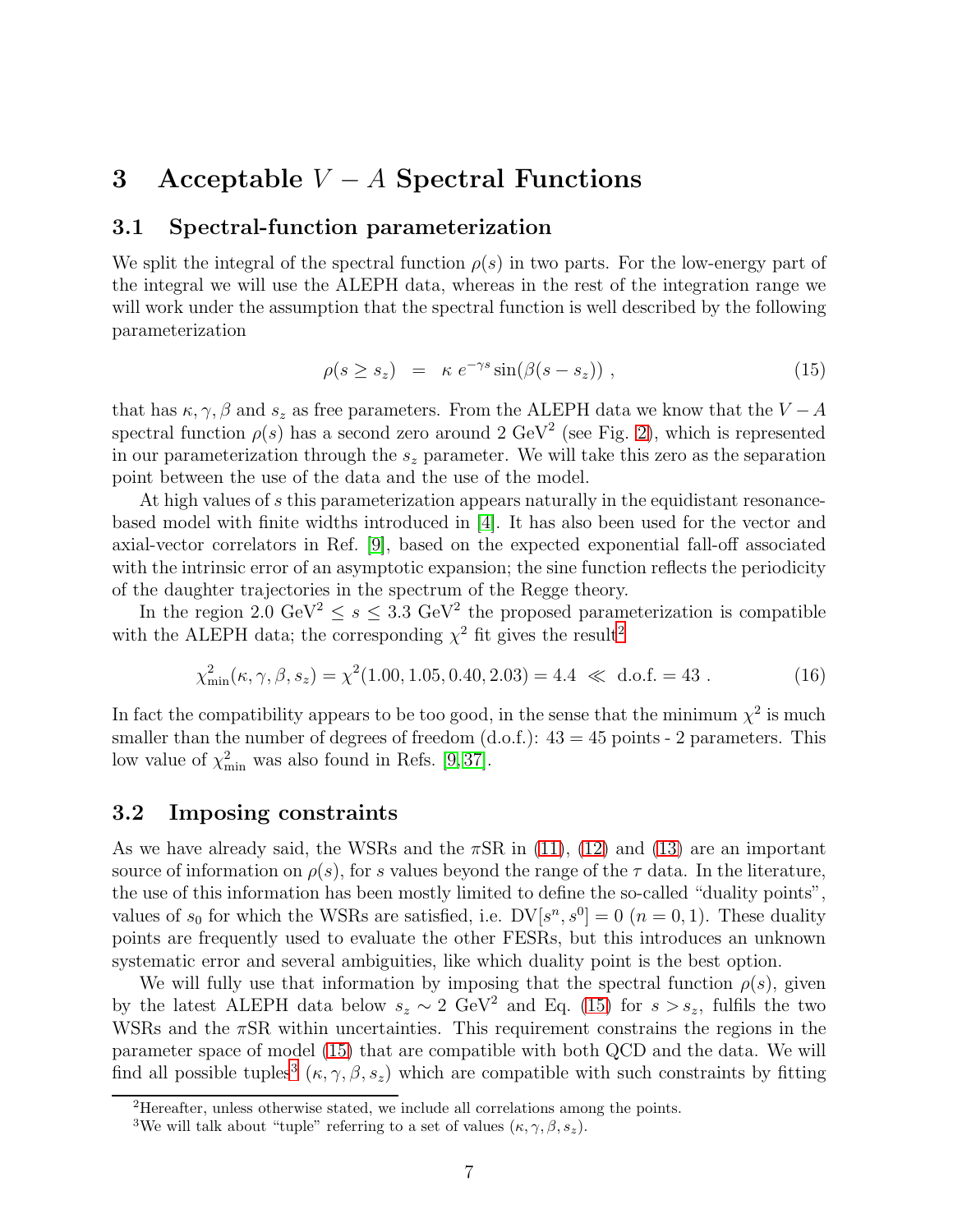# 3 Acceptable $V - A$ Spectral Functions

## 3.1 Spectral-function parameterization

We split the integral of the spectral function $\rho(s)$ in two parts. For the low-energy part of the integral we will use the ALEPH data, whereas in the rest of the integration range we will work under the assumption that the spectral function is well described by the following parameterization

$$\rho(s \geq s_z) \;\; = \;\; \kappa \, e^{-\gamma s} \sin(\beta(s - s_z)) \; , \tag{15}$$

that has $\kappa, \gamma, \beta$ and $s_z$ as free parameters. From the ALEPH data we know that the $V - A$ spectral function $\rho(s)$ has a second zero around 2 GeV$^2$ (see Fig. 2), which is represented in our parameterization through the $s_z$ parameter. We will take this zero as the separation point between the use of the data and the use of the model.

At high values of $s$ this parameterization appears naturally in the equidistant resonance-based model with finite widths introduced in [4]. It has also been used for the vector and axial-vector correlators in Ref. [9], based on the expected exponential fall-off associated with the intrinsic error of an asymptotic expansion; the sine function reflects the periodicity of the daughter trajectories in the spectrum of the Regge theory.

In the region 2.0 GeV$^2$ $\leq s \leq$ 3.3 GeV$^2$ the proposed parameterization is compatible with the ALEPH data; the corresponding $\chi^2$ fit gives the result[2]

$$\chi^2_{\rm min}(\kappa, \gamma, \beta, s_z) = \chi^2(1.00, 1.05, 0.40, 2.03) = 4.4 \;\ll\; \text{d.o.f.} = 43 \; . \tag{16}$$

In fact the compatibility appears to be too good, in the sense that the minimum $\chi^2$ is much smaller than the number of degrees of freedom (d.o.f.): $43 = 45$ points - 2 parameters. This low value of $\chi^2_{\rm min}$ was also found in Refs. [9,37].

## 3.2 Imposing constraints

As we have already said, the WSRs and the $\pi$SR in (11), (12) and (13) are an important source of information on $\rho(s)$, for $s$ values beyond the range of the $\tau$ data. In the literature, the use of this information has been mostly limited to define the so-called "duality points", values of $s_0$ for which the WSRs are satisfied, i.e. $\mathrm{DV}[s^n, s^0] = 0$ ($n = 0, 1$). These duality points are frequently used to evaluate the other FESRs, but this introduces an unknown systematic error and several ambiguities, like which duality point is the best option.

We will fully use that information by imposing that the spectral function $\rho(s)$, given by the latest ALEPH data below $s_z \sim 2$ GeV$^2$ and Eq. (15) for $s > s_z$, fulfils the two WSRs and the $\pi$SR within uncertainties. This requirement constrains the regions in the parameter space of model (15) that are compatible with both QCD and the data. We will find all possible tuples[3] $(\kappa, \gamma, \beta, s_z)$ which are compatible with such constraints by fitting

[2] Hereafter, unless otherwise stated, we include all correlations among the points.

[3] We will talk about "tuple" referring to a set of values $(\kappa, \gamma, \beta, s_z)$.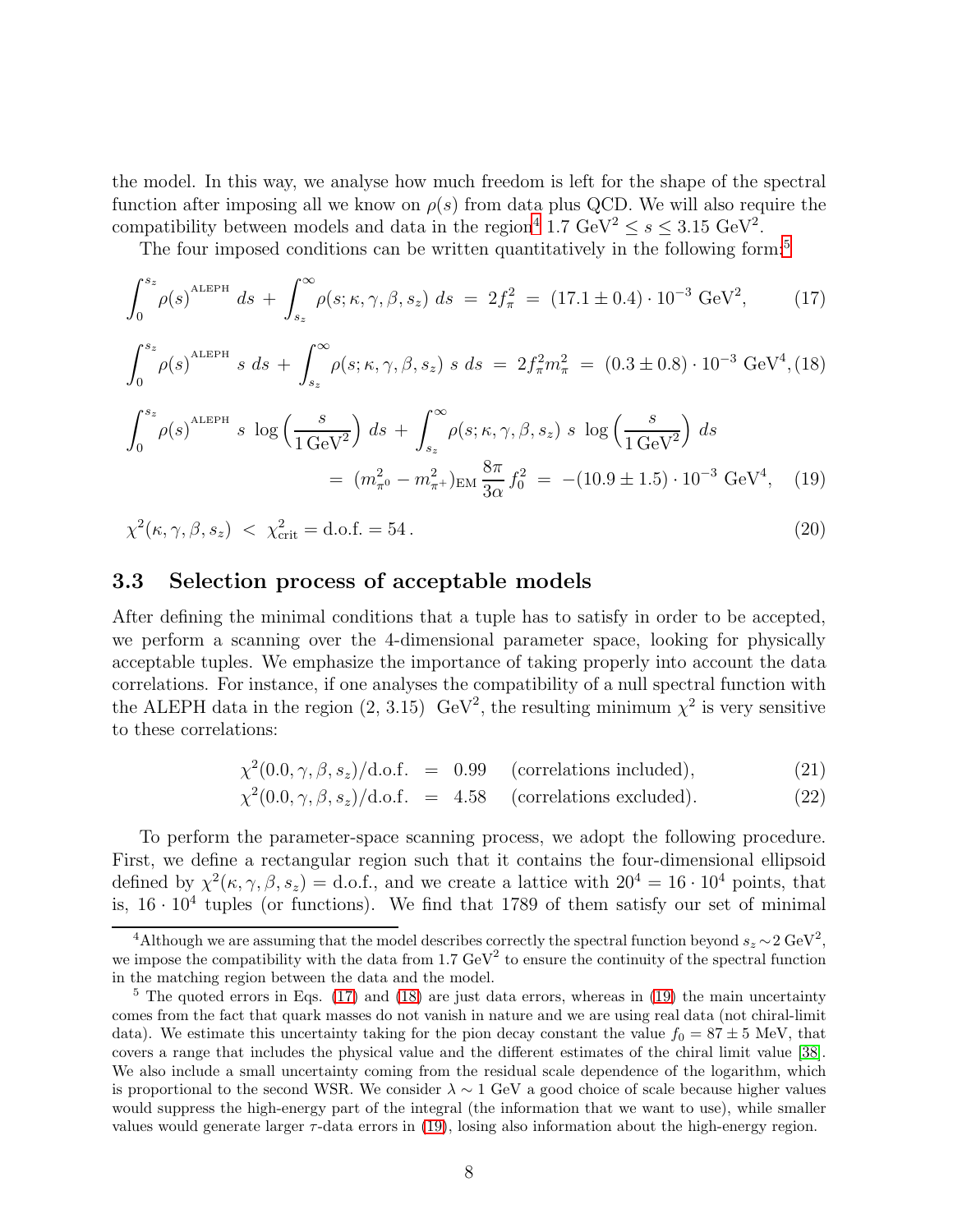the model. In this way, we analyse how much freedom is left for the shape of the spectral function after imposing all we know on $\rho(s)$ from data plus QCD. We will also require the compatibility between models and data in the region[4] $1.7\ \mathrm{GeV}^2 \leq s \leq 3.15\ \mathrm{GeV}^2$.

The four imposed conditions can be written quantitatively in the following form:[5]

$$\int_0^{s_z} \rho(s)^{\text{ALEPH}}\, ds \,+\, \int_{s_z}^{\infty} \rho(s;\kappa,\gamma,\beta,s_z)\, ds \;=\; 2 f_\pi^2 \;=\; (17.1 \pm 0.4)\cdot 10^{-3}\ \mathrm{GeV}^2, \tag{17}$$

$$\int_0^{s_z} \rho(s)^{\text{ALEPH}}\, s\, ds \,+\, \int_{s_z}^{\infty} \rho(s;\kappa,\gamma,\beta,s_z)\, s\, ds \;=\; 2 f_\pi^2 m_\pi^2 \;=\; (0.3 \pm 0.8)\cdot 10^{-3}\ \mathrm{GeV}^4, \tag{18}$$

$$\int_0^{s_z} \rho(s)^{\text{ALEPH}}\, s\, \log\left(\frac{s}{1\,\mathrm{GeV}^2}\right) ds \,+\, \int_{s_z}^{\infty} \rho(s;\kappa,\gamma,\beta,s_z)\, s\, \log\left(\frac{s}{1\,\mathrm{GeV}^2}\right) ds$$
$$=\; (m_{\pi^0}^2 - m_{\pi^+}^2)_{\text{EM}}\, \frac{8\pi}{3\alpha}\, f_0^2 \;=\; -(10.9 \pm 1.5)\cdot 10^{-3}\ \mathrm{GeV}^4, \tag{19}$$

$$\chi^2(\kappa,\gamma,\beta,s_z) \;<\; \chi^2_{\text{crit}} = \text{d.o.f.} = 54\,. \tag{20}$$

### 3.3 Selection process of acceptable models

After defining the minimal conditions that a tuple has to satisfy in order to be accepted, we perform a scanning over the 4-dimensional parameter space, looking for physically acceptable tuples. We emphasize the importance of taking properly into account the data correlations. For instance, if one analyses the compatibility of a null spectral function with the ALEPH data in the region $(2,\, 3.15)\ \mathrm{GeV}^2$, the resulting minimum $\chi^2$ is very sensitive to these correlations:

$$\chi^2(0.0,\gamma,\beta,s_z)/\text{d.o.f.} \;=\; 0.99 \quad \text{(correlations included)}, \tag{21}$$

$$\chi^2(0.0,\gamma,\beta,s_z)/\text{d.o.f.} \;=\; 4.58 \quad \text{(correlations excluded)}. \tag{22}$$

To perform the parameter-space scanning process, we adopt the following procedure. First, we define a rectangular region such that it contains the four-dimensional ellipsoid defined by $\chi^2(\kappa,\gamma,\beta,s_z) = \text{d.o.f.}$, and we create a lattice with $20^4 = 16\cdot 10^4$ points, that is, $16\cdot 10^4$ tuples (or functions). We find that 1789 of them satisfy our set of minimal

---

[4] Although we are assuming that the model describes correctly the spectral function beyond $s_z \sim 2\ \mathrm{GeV}^2$, we impose the compatibility with the data from $1.7\ \mathrm{GeV}^2$ to ensure the continuity of the spectral function in the matching region between the data and the model.

[5] The quoted errors in Eqs. (17) and (18) are just data errors, whereas in (19) the main uncertainty comes from the fact that quark masses do not vanish in nature and we are using real data (not chiral-limit data). We estimate this uncertainty taking for the pion decay constant the value $f_0 = 87 \pm 5$ MeV, that covers a range that includes the physical value and the different estimates of the chiral limit value [38]. We also include a small uncertainty coming from the residual scale dependence of the logarithm, which is proportional to the second WSR. We consider $\lambda \sim 1$ GeV a good choice of scale because higher values would suppress the high-energy part of the integral (the information that we want to use), while smaller values would generate larger $\tau$-data errors in (19), losing also information about the high-energy region.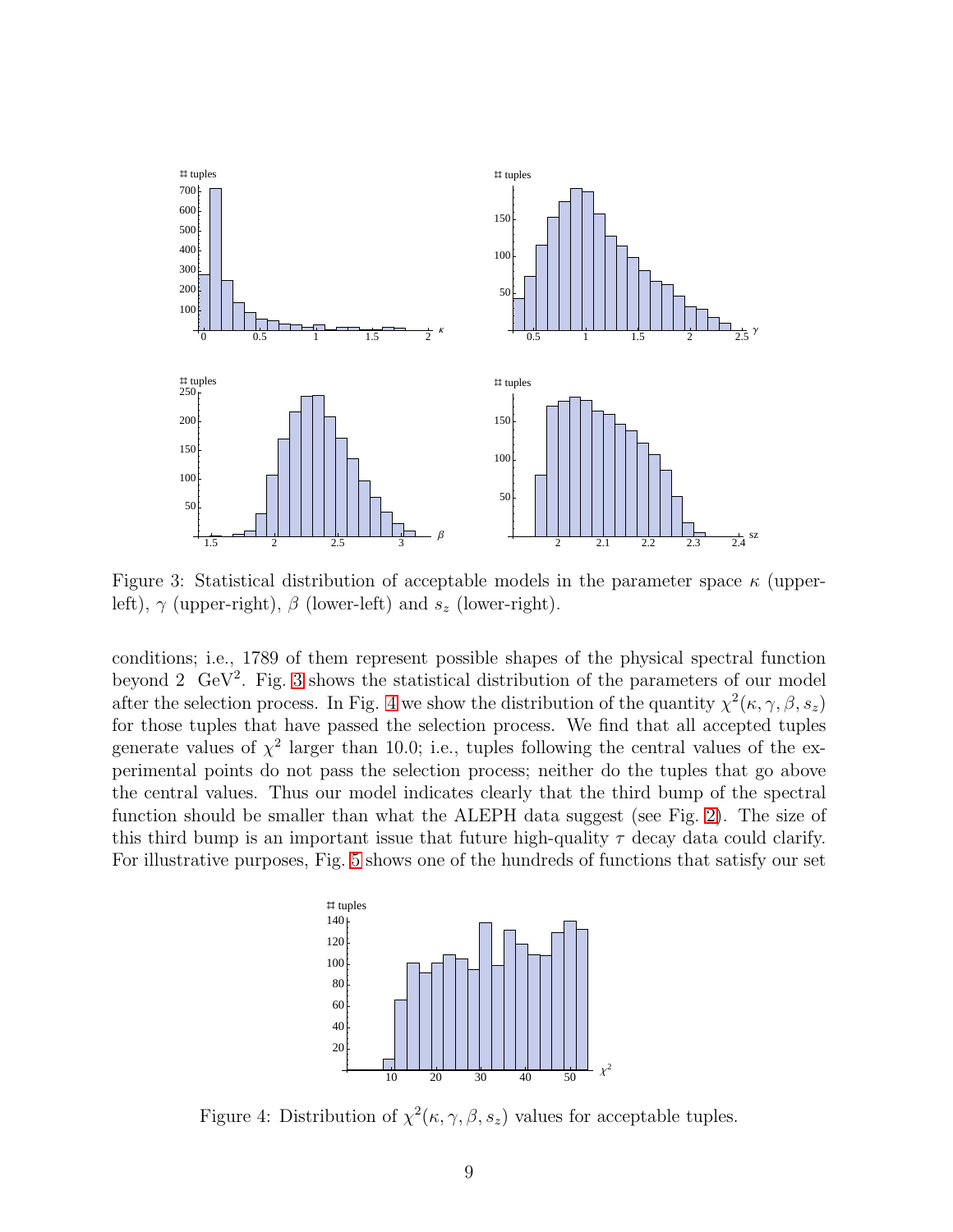Figure 3: Statistical distribution of acceptable models in the parameter space $\kappa$ (upper-left), $\gamma$ (upper-right), $\beta$ (lower-left) and $s_z$ (lower-right).

conditions; i.e., 1789 of them represent possible shapes of the physical spectral function beyond 2 GeV$^2$. Fig. 3 shows the statistical distribution of the parameters of our model after the selection process. In Fig. 4 we show the distribution of the quantity $\chi^2(\kappa, \gamma, \beta, s_z)$ for those tuples that have passed the selection process. We find that all accepted tuples generate values of $\chi^2$ larger than 10.0; i.e., tuples following the central values of the experimental points do not pass the selection process; neither do the tuples that go above the central values. Thus our model indicates clearly that the third bump of the spectral function should be smaller than what the ALEPH data suggest (see Fig. 2). The size of this third bump is an important issue that future high-quality $\tau$ decay data could clarify. For illustrative purposes, Fig. 5 shows one of the hundreds of functions that satisfy our set

Figure 4: Distribution of $\chi^2(\kappa, \gamma, \beta, s_z)$ values for acceptable tuples.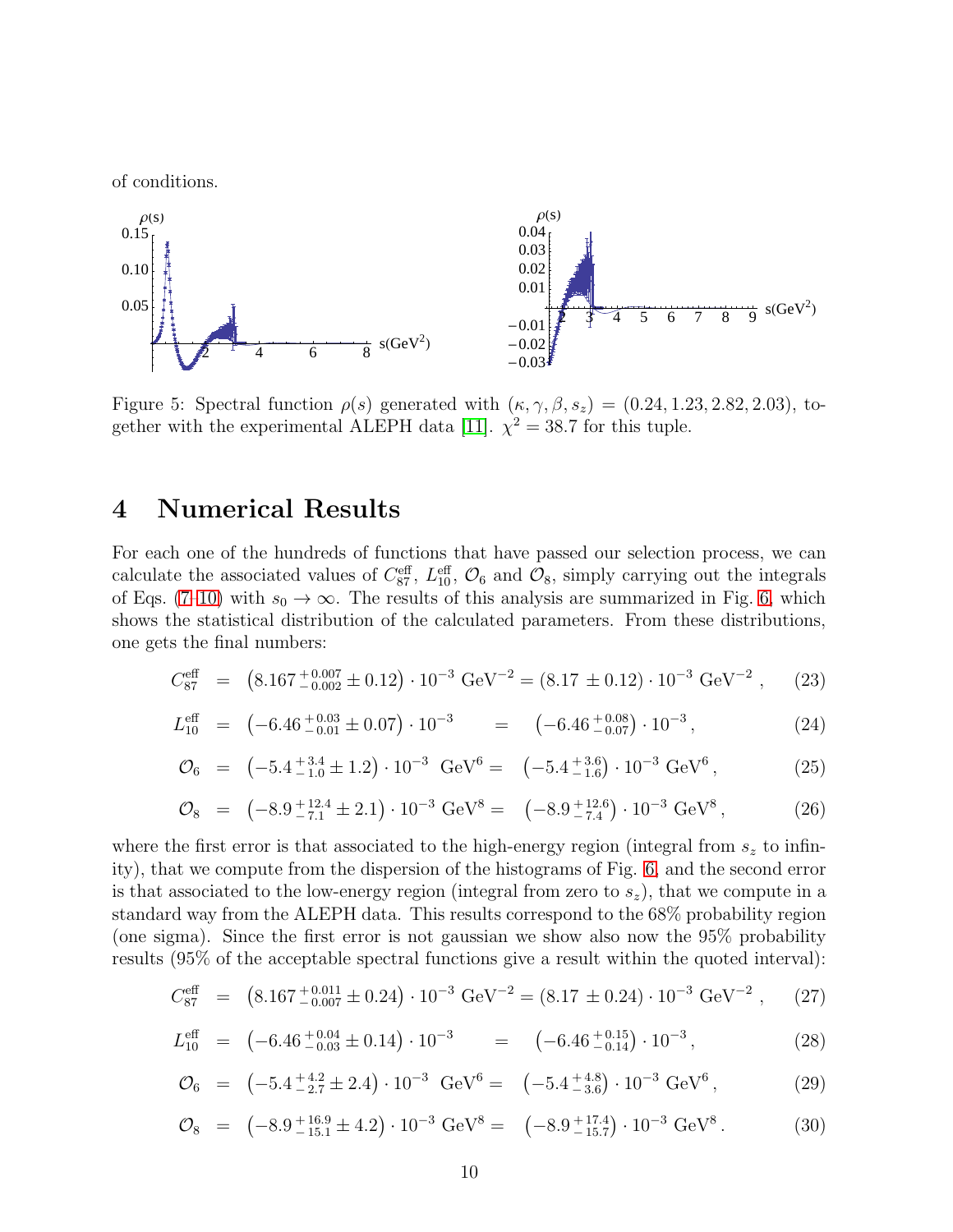of conditions.

Figure 5: Spectral function $\rho(s)$ generated with $(\kappa, \gamma, \beta, s_z) = (0.24, 1.23, 2.82, 2.03)$, together with the experimental ALEPH data [11]. $\chi^2 = 38.7$ for this tuple.

## 4 Numerical Results

For each one of the hundreds of functions that have passed our selection process, we can calculate the associated values of $C_{87}^{\text{eff}}$, $L_{10}^{\text{eff}}$, $\mathcal{O}_6$ and $\mathcal{O}_8$, simply carrying out the integrals of Eqs. (7-10) with $s_0 \to \infty$. The results of this analysis are summarized in Fig. 6, which shows the statistical distribution of the calculated parameters. From these distributions, one gets the final numbers:

$$C_{87}^{\text{eff}} = \left(8.167\,^{+0.007}_{-0.002} \pm 0.12\right) \cdot 10^{-3}\ \text{GeV}^{-2} = (8.17\ \pm 0.12) \cdot 10^{-3}\ \text{GeV}^{-2}\,, \quad (23)$$

$$L_{10}^{\text{eff}} = \left(-6.46\,^{+0.03}_{-0.01} \pm 0.07\right) \cdot 10^{-3} = \left(-6.46\,^{+0.08}_{-0.07}\right) \cdot 10^{-3}\,, \quad (24)$$

$$\mathcal{O}_6 = \left(-5.4\,^{+3.4}_{-1.0} \pm 1.2\right) \cdot 10^{-3}\ \text{GeV}^6 = \left(-5.4\,^{+3.6}_{-1.6}\right) \cdot 10^{-3}\ \text{GeV}^6\,, \quad (25)$$

$$\mathcal{O}_8 = \left(-8.9\,^{+12.4}_{-7.1} \pm 2.1\right) \cdot 10^{-3}\ \text{GeV}^8 = \left(-8.9\,^{+12.6}_{-7.4}\right) \cdot 10^{-3}\ \text{GeV}^8\,, \quad (26)$$

where the first error is that associated to the high-energy region (integral from $s_z$ to infinity), that we compute from the dispersion of the histograms of Fig. 6, and the second error is that associated to the low-energy region (integral from zero to $s_z$), that we compute in a standard way from the ALEPH data. This results correspond to the 68% probability region (one sigma). Since the first error is not gaussian we show also now the 95% probability results (95% of the acceptable spectral functions give a result within the quoted interval):

$$C_{87}^{\text{eff}} = \left(8.167\,^{+0.011}_{-0.007} \pm 0.24\right) \cdot 10^{-3}\ \text{GeV}^{-2} = (8.17\ \pm 0.24) \cdot 10^{-3}\ \text{GeV}^{-2}\,, \quad (27)$$

$$L_{10}^{\text{eff}} = \left(-6.46\,^{+0.04}_{-0.03} \pm 0.14\right) \cdot 10^{-3} = \left(-6.46\,^{+0.15}_{-0.14}\right) \cdot 10^{-3}\,, \quad (28)$$

$$\mathcal{O}_6 = \left(-5.4\,^{+4.2}_{-2.7} \pm 2.4\right) \cdot 10^{-3}\ \text{GeV}^6 = \left(-5.4\,^{+4.8}_{-3.6}\right) \cdot 10^{-3}\ \text{GeV}^6\,, \quad (29)$$

$$\mathcal{O}_8 = \left(-8.9\,^{+16.9}_{-15.1} \pm 4.2\right) \cdot 10^{-3}\ \text{GeV}^8 = \left(-8.9\,^{+17.4}_{-15.7}\right) \cdot 10^{-3}\ \text{GeV}^8\,. \quad (30)$$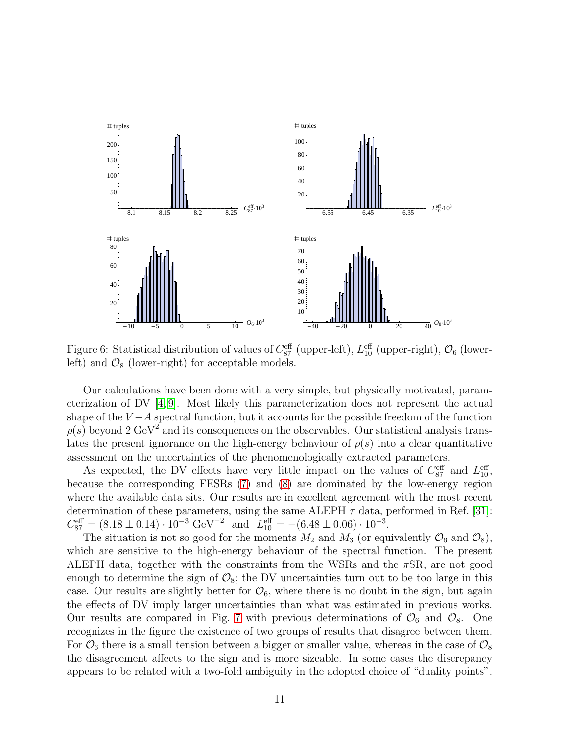Figure 6: Statistical distribution of values of $C_{87}^{\rm eff}$ (upper-left), $L_{10}^{\rm eff}$ (upper-right), $\mathcal{O}_6$ (lower-left) and $\mathcal{O}_8$ (lower-right) for acceptable models.

Our calculations have been done with a very simple, but physically motivated, parameterization of DV [4, 9]. Most likely this parameterization does not represent the actual shape of the $V-A$ spectral function, but it accounts for the possible freedom of the function $\rho(s)$ beyond 2 GeV$^2$ and its consequences on the observables. Our statistical analysis translates the present ignorance on the high-energy behaviour of $\rho(s)$ into a clear quantitative assessment on the uncertainties of the phenomenologically extracted parameters.

As expected, the DV effects have very little impact on the values of $C_{87}^{\rm eff}$ and $L_{10}^{\rm eff}$, because the corresponding FESRs (7) and (8) are dominated by the low-energy region where the available data sits. Our results are in excellent agreement with the most recent determination of these parameters, using the same ALEPH $\tau$ data, performed in Ref. [31]: $C_{87}^{\rm eff} = (8.18 \pm 0.14) \cdot 10^{-3}$ GeV$^{-2}$ and $L_{10}^{\rm eff} = -(6.48 \pm 0.06) \cdot 10^{-3}$.

The situation is not so good for the moments $M_2$ and $M_3$ (or equivalently $\mathcal{O}_6$ and $\mathcal{O}_8$), which are sensitive to the high-energy behaviour of the spectral function. The present ALEPH data, together with the constraints from the WSRs and the $\pi$SR, are not good enough to determine the sign of $\mathcal{O}_8$; the DV uncertainties turn out to be too large in this case. Our results are slightly better for $\mathcal{O}_6$, where there is no doubt in the sign, but again the effects of DV imply larger uncertainties than what was estimated in previous works. Our results are compared in Fig. 7 with previous determinations of $\mathcal{O}_6$ and $\mathcal{O}_8$. One recognizes in the figure the existence of two groups of results that disagree between them. For $\mathcal{O}_6$ there is a small tension between a bigger or smaller value, whereas in the case of $\mathcal{O}_8$ the disagreement affects to the sign and is more sizeable. In some cases the discrepancy appears to be related with a two-fold ambiguity in the adopted choice of "duality points".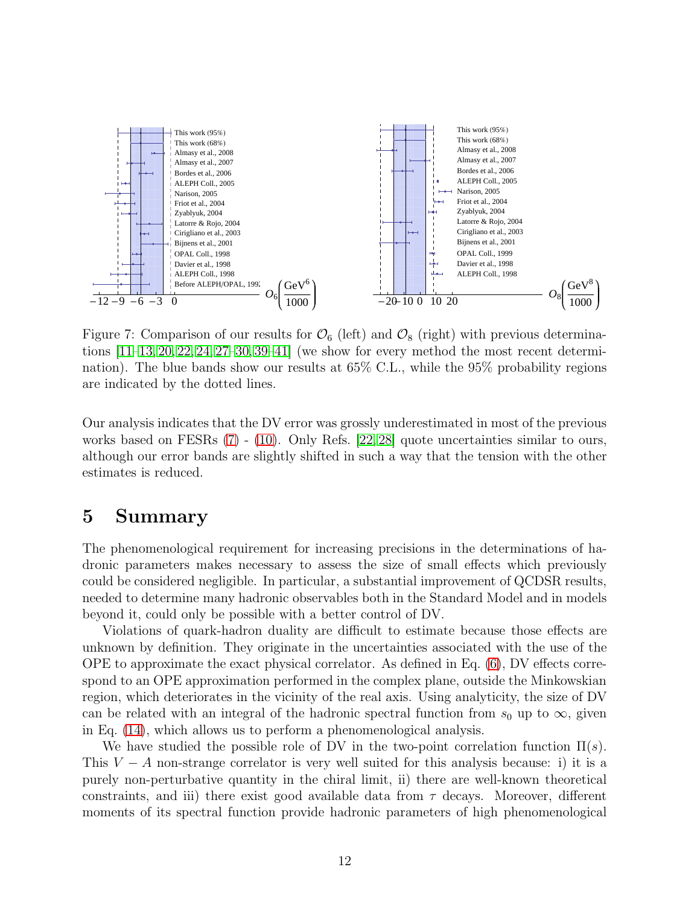Figure 7: Comparison of our results for $\mathcal{O}_6$ (left) and $\mathcal{O}_8$ (right) with previous determinations [11–13, 20, 22, 24, 27–30, 39–41] (we show for every method the most recent determination). The blue bands show our results at 65% C.L., while the 95% probability regions are indicated by the dotted lines.

Our analysis indicates that the DV error was grossly underestimated in most of the previous works based on FESRs (7) - (10). Only Refs. [22, 28] quote uncertainties similar to ours, although our error bands are slightly shifted in such a way that the tension with the other estimates is reduced.

## 5 Summary

The phenomenological requirement for increasing precisions in the determinations of hadronic parameters makes necessary to assess the size of small effects which previously could be considered negligible. In particular, a substantial improvement of QCDSR results, needed to determine many hadronic observables both in the Standard Model and in models beyond it, could only be possible with a better control of DV.

Violations of quark-hadron duality are difficult to estimate because those effects are unknown by definition. They originate in the uncertainties associated with the use of the OPE to approximate the exact physical correlator. As defined in Eq. (6), DV effects correspond to an OPE approximation performed in the complex plane, outside the Minkowskian region, which deteriorates in the vicinity of the real axis. Using analyticity, the size of DV can be related with an integral of the hadronic spectral function from $s_0$ up to $\infty$, given in Eq. (14), which allows us to perform a phenomenological analysis.

We have studied the possible role of DV in the two-point correlation function $\Pi(s)$. This $V - A$ non-strange correlator is very well suited for this analysis because: i) it is a purely non-perturbative quantity in the chiral limit, ii) there are well-known theoretical constraints, and iii) there exist good available data from $\tau$ decays. Moreover, different moments of its spectral function provide hadronic parameters of high phenomenological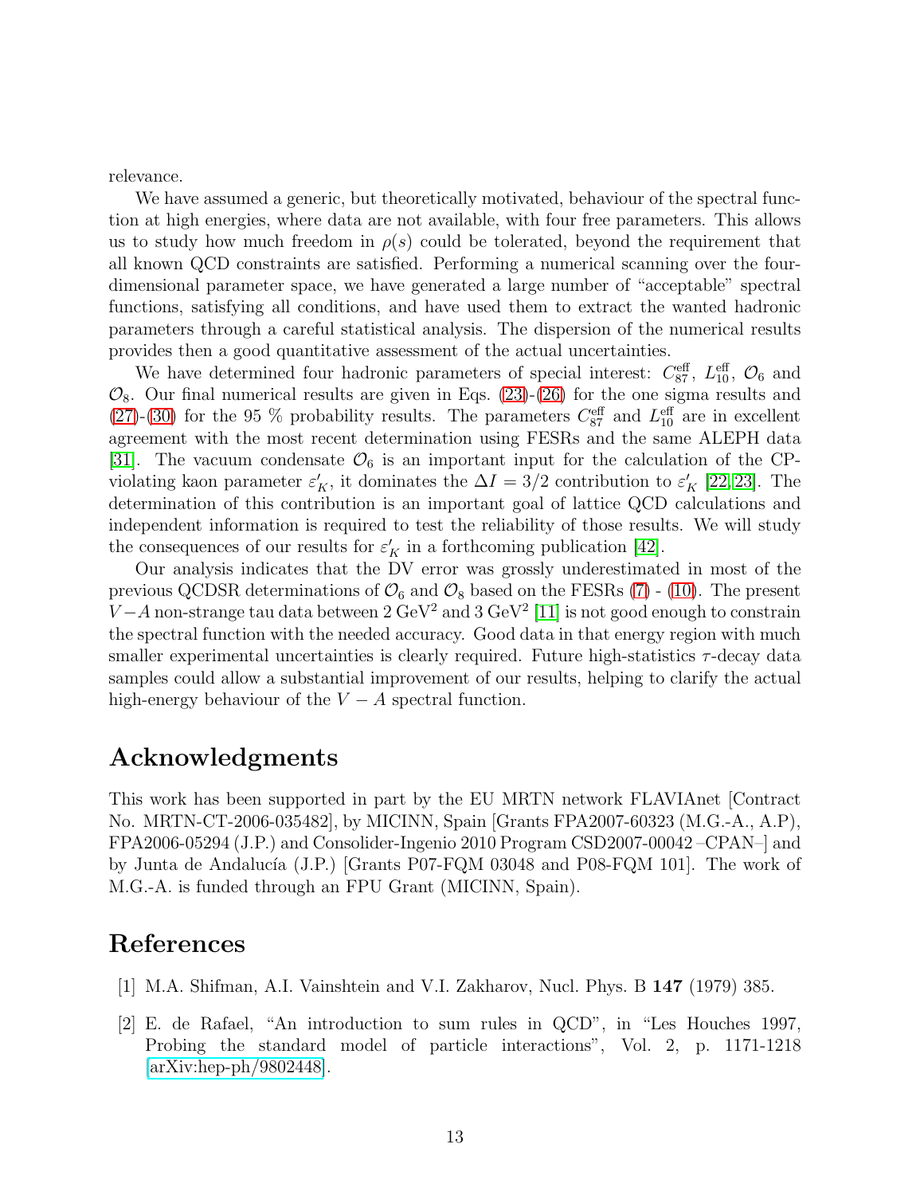relevance.

We have assumed a generic, but theoretically motivated, behaviour of the spectral function at high energies, where data are not available, with four free parameters. This allows us to study how much freedom in $\rho(s)$ could be tolerated, beyond the requirement that all known QCD constraints are satisfied. Performing a numerical scanning over the four-dimensional parameter space, we have generated a large number of "acceptable" spectral functions, satisfying all conditions, and have used them to extract the wanted hadronic parameters through a careful statistical analysis. The dispersion of the numerical results provides then a good quantitative assessment of the actual uncertainties.

We have determined four hadronic parameters of special interest: $C_{87}^{\rm eff}$, $L_{10}^{\rm eff}$, $\mathcal{O}_6$ and $\mathcal{O}_8$. Our final numerical results are given in Eqs. (23)-(26) for the one sigma results and (27)-(30) for the 95 % probability results. The parameters $C_{87}^{\rm eff}$ and $L_{10}^{\rm eff}$ are in excellent agreement with the most recent determination using FESRs and the same ALEPH data [31]. The vacuum condensate $\mathcal{O}_6$ is an important input for the calculation of the CP-violating kaon parameter $\varepsilon'_K$, it dominates the $\Delta I = 3/2$ contribution to $\varepsilon'_K$ [22, 23]. The determination of this contribution is an important goal of lattice QCD calculations and independent information is required to test the reliability of those results. We will study the consequences of our results for $\varepsilon'_K$ in a forthcoming publication [42].

Our analysis indicates that the DV error was grossly underestimated in most of the previous QCDSR determinations of $\mathcal{O}_6$ and $\mathcal{O}_8$ based on the FESRs (7) - (10). The present $V-A$ non-strange tau data between 2 GeV$^2$ and 3 GeV$^2$ [11] is not good enough to constrain the spectral function with the needed accuracy. Good data in that energy region with much smaller experimental uncertainties is clearly required. Future high-statistics $\tau$-decay data samples could allow a substantial improvement of our results, helping to clarify the actual high-energy behaviour of the $V-A$ spectral function.

## Acknowledgments

This work has been supported in part by the EU MRTN network FLAVIAnet [Contract No. MRTN-CT-2006-035482], by MICINN, Spain [Grants FPA2007-60323 (M.G.-A., A.P), FPA2006-05294 (J.P.) and Consolider-Ingenio 2010 Program CSD2007-00042 –CPAN–] and by Junta de Andalucía (J.P.) [Grants P07-FQM 03048 and P08-FQM 101]. The work of M.G.-A. is funded through an FPU Grant (MICINN, Spain).

## References

[1] M.A. Shifman, A.I. Vainshtein and V.I. Zakharov, Nucl. Phys. B **147** (1979) 385.

[2] E. de Rafael, "An introduction to sum rules in QCD", in "Les Houches 1997, Probing the standard model of particle interactions", Vol. 2, p. 1171-1218 [arXiv:hep-ph/9802448].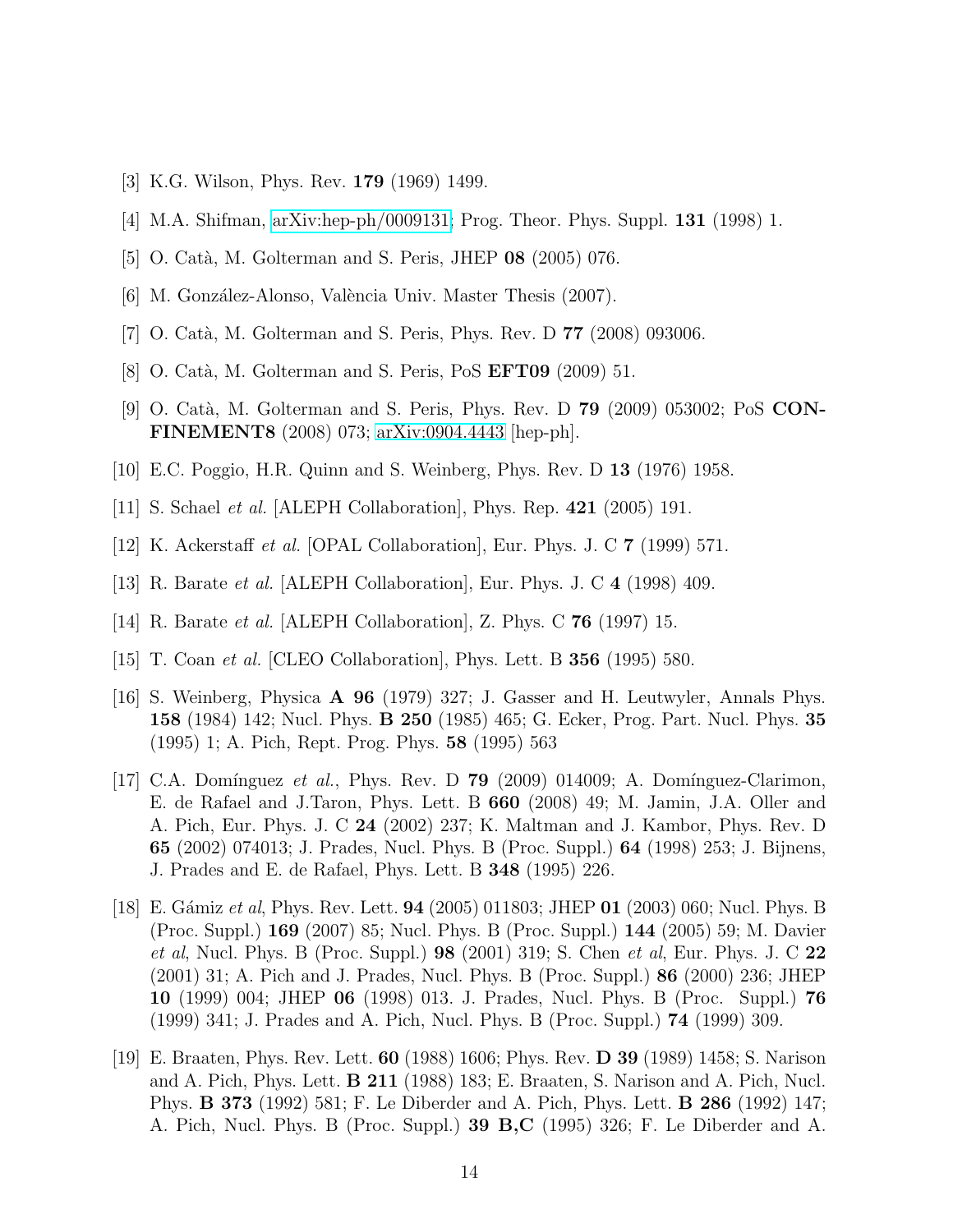[3] K.G. Wilson, Phys. Rev. **179** (1969) 1499.

[4] M.A. Shifman, arXiv:hep-ph/0009131; Prog. Theor. Phys. Suppl. **131** (1998) 1.

[5] O. Catà, M. Golterman and S. Peris, JHEP **08** (2005) 076.

[6] M. González-Alonso, València Univ. Master Thesis (2007).

[7] O. Catà, M. Golterman and S. Peris, Phys. Rev. D **77** (2008) 093006.

[8] O. Catà, M. Golterman and S. Peris, PoS **EFT09** (2009) 51.

[9] O. Catà, M. Golterman and S. Peris, Phys. Rev. D **79** (2009) 053002; PoS **CONFINEMENT8** (2008) 073; arXiv:0904.4443 [hep-ph].

[10] E.C. Poggio, H.R. Quinn and S. Weinberg, Phys. Rev. D **13** (1976) 1958.

[11] S. Schael *et al.* [ALEPH Collaboration], Phys. Rep. **421** (2005) 191.

[12] K. Ackerstaff *et al.* [OPAL Collaboration], Eur. Phys. J. C **7** (1999) 571.

[13] R. Barate *et al.* [ALEPH Collaboration], Eur. Phys. J. C **4** (1998) 409.

[14] R. Barate *et al.* [ALEPH Collaboration], Z. Phys. C **76** (1997) 15.

[15] T. Coan *et al.* [CLEO Collaboration], Phys. Lett. B **356** (1995) 580.

[16] S. Weinberg, Physica **A 96** (1979) 327; J. Gasser and H. Leutwyler, Annals Phys. **158** (1984) 142; Nucl. Phys. **B 250** (1985) 465; G. Ecker, Prog. Part. Nucl. Phys. **35** (1995) 1; A. Pich, Rept. Prog. Phys. **58** (1995) 563

[17] C.A. Domínguez *et al.*, Phys. Rev. D **79** (2009) 014009; A. Domínguez-Clarimon, E. de Rafael and J.Taron, Phys. Lett. B **660** (2008) 49; M. Jamin, J.A. Oller and A. Pich, Eur. Phys. J. C **24** (2002) 237; K. Maltman and J. Kambor, Phys. Rev. D **65** (2002) 074013; J. Prades, Nucl. Phys. B (Proc. Suppl.) **64** (1998) 253; J. Bijnens, J. Prades and E. de Rafael, Phys. Lett. B **348** (1995) 226.

[18] E. Gámiz *et al*, Phys. Rev. Lett. **94** (2005) 011803; JHEP **01** (2003) 060; Nucl. Phys. B (Proc. Suppl.) **169** (2007) 85; Nucl. Phys. B (Proc. Suppl.) **144** (2005) 59; M. Davier *et al*, Nucl. Phys. B (Proc. Suppl.) **98** (2001) 319; S. Chen *et al*, Eur. Phys. J. C **22** (2001) 31; A. Pich and J. Prades, Nucl. Phys. B (Proc. Suppl.) **86** (2000) 236; JHEP **10** (1999) 004; JHEP **06** (1998) 013. J. Prades, Nucl. Phys. B (Proc. Suppl.) **76** (1999) 341; J. Prades and A. Pich, Nucl. Phys. B (Proc. Suppl.) **74** (1999) 309.

[19] E. Braaten, Phys. Rev. Lett. **60** (1988) 1606; Phys. Rev. **D 39** (1989) 1458; S. Narison and A. Pich, Phys. Lett. **B 211** (1988) 183; E. Braaten, S. Narison and A. Pich, Nucl. Phys. **B 373** (1992) 581; F. Le Diberder and A. Pich, Phys. Lett. **B 286** (1992) 147; A. Pich, Nucl. Phys. B (Proc. Suppl.) **39 B,C** (1995) 326; F. Le Diberder and A.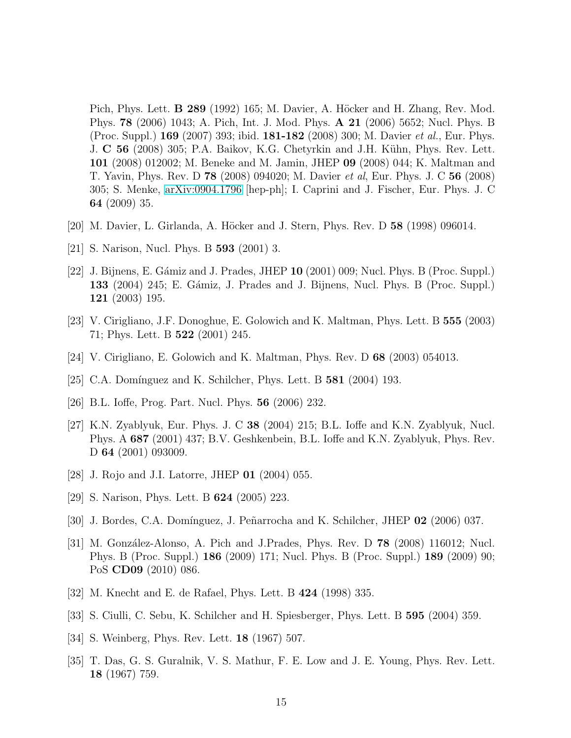Pich, Phys. Lett. **B 289** (1992) 165; M. Davier, A. Höcker and H. Zhang, Rev. Mod. Phys. **78** (2006) 1043; A. Pich, Int. J. Mod. Phys. **A 21** (2006) 5652; Nucl. Phys. B (Proc. Suppl.) **169** (2007) 393; ibid. **181-182** (2008) 300; M. Davier *et al.*, Eur. Phys. J. **C 56** (2008) 305; P.A. Baikov, K.G. Chetyrkin and J.H. Kühn, Phys. Rev. Lett. **101** (2008) 012002; M. Beneke and M. Jamin, JHEP **09** (2008) 044; K. Maltman and T. Yavin, Phys. Rev. D **78** (2008) 094020; M. Davier *et al*, Eur. Phys. J. C **56** (2008) 305; S. Menke, arXiv:0904.1796 [hep-ph]; I. Caprini and J. Fischer, Eur. Phys. J. C **64** (2009) 35.

[20] M. Davier, L. Girlanda, A. Höcker and J. Stern, Phys. Rev. D **58** (1998) 096014.

[21] S. Narison, Nucl. Phys. B **593** (2001) 3.

[22] J. Bijnens, E. Gámiz and J. Prades, JHEP **10** (2001) 009; Nucl. Phys. B (Proc. Suppl.) **133** (2004) 245; E. Gámiz, J. Prades and J. Bijnens, Nucl. Phys. B (Proc. Suppl.) **121** (2003) 195.

[23] V. Cirigliano, J.F. Donoghue, E. Golowich and K. Maltman, Phys. Lett. B **555** (2003) 71; Phys. Lett. B **522** (2001) 245.

[24] V. Cirigliano, E. Golowich and K. Maltman, Phys. Rev. D **68** (2003) 054013.

[25] C.A. Domínguez and K. Schilcher, Phys. Lett. B **581** (2004) 193.

[26] B.L. Ioffe, Prog. Part. Nucl. Phys. **56** (2006) 232.

[27] K.N. Zyablyuk, Eur. Phys. J. C **38** (2004) 215; B.L. Ioffe and K.N. Zyablyuk, Nucl. Phys. A **687** (2001) 437; B.V. Geshkenbein, B.L. Ioffe and K.N. Zyablyuk, Phys. Rev. D **64** (2001) 093009.

[28] J. Rojo and J.I. Latorre, JHEP **01** (2004) 055.

[29] S. Narison, Phys. Lett. B **624** (2005) 223.

[30] J. Bordes, C.A. Domínguez, J. Peñarrocha and K. Schilcher, JHEP **02** (2006) 037.

[31] M. González-Alonso, A. Pich and J.Prades, Phys. Rev. D **78** (2008) 116012; Nucl. Phys. B (Proc. Suppl.) **186** (2009) 171; Nucl. Phys. B (Proc. Suppl.) **189** (2009) 90; PoS **CD09** (2010) 086.

[32] M. Knecht and E. de Rafael, Phys. Lett. B **424** (1998) 335.

[33] S. Ciulli, C. Sebu, K. Schilcher and H. Spiesberger, Phys. Lett. B **595** (2004) 359.

[34] S. Weinberg, Phys. Rev. Lett. **18** (1967) 507.

[35] T. Das, G. S. Guralnik, V. S. Mathur, F. E. Low and J. E. Young, Phys. Rev. Lett. **18** (1967) 759.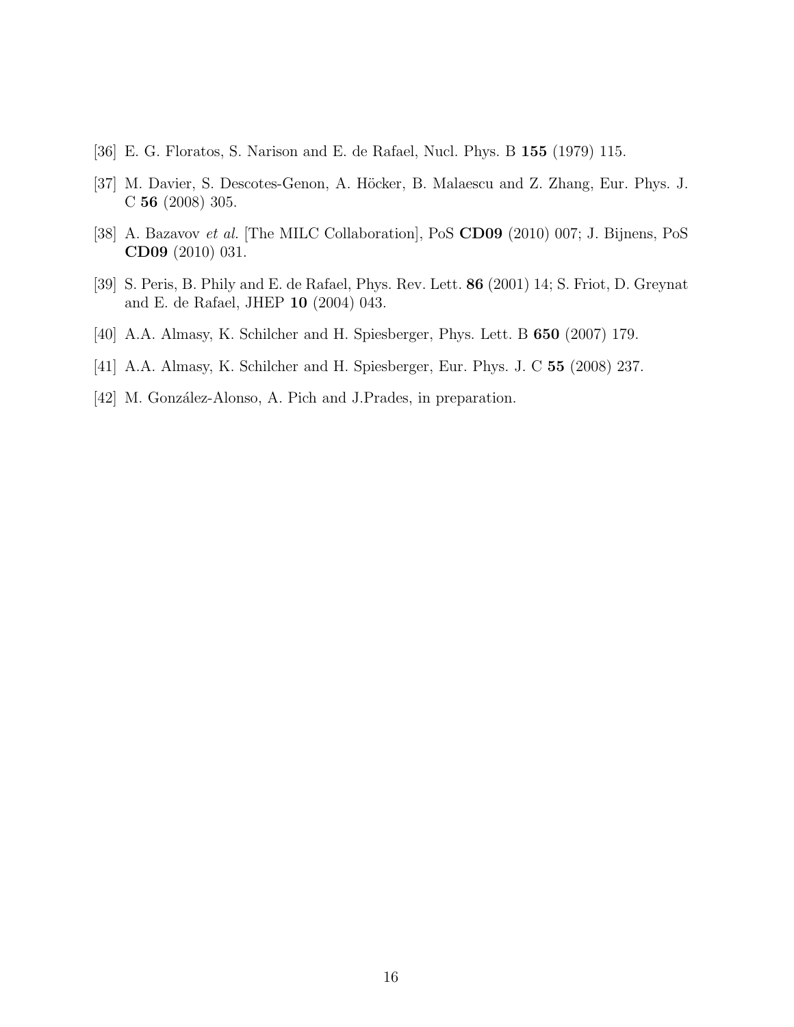[36] E. G. Floratos, S. Narison and E. de Rafael, Nucl. Phys. B **155** (1979) 115.

[37] M. Davier, S. Descotes-Genon, A. Höcker, B. Malaescu and Z. Zhang, Eur. Phys. J. C **56** (2008) 305.

[38] A. Bazavov *et al.* [The MILC Collaboration], PoS **CD09** (2010) 007; J. Bijnens, PoS **CD09** (2010) 031.

[39] S. Peris, B. Phily and E. de Rafael, Phys. Rev. Lett. **86** (2001) 14; S. Friot, D. Greynat and E. de Rafael, JHEP **10** (2004) 043.

[40] A.A. Almasy, K. Schilcher and H. Spiesberger, Phys. Lett. B **650** (2007) 179.

[41] A.A. Almasy, K. Schilcher and H. Spiesberger, Eur. Phys. J. C **55** (2008) 237.

[42] M. González-Alonso, A. Pich and J.Prades, in preparation.